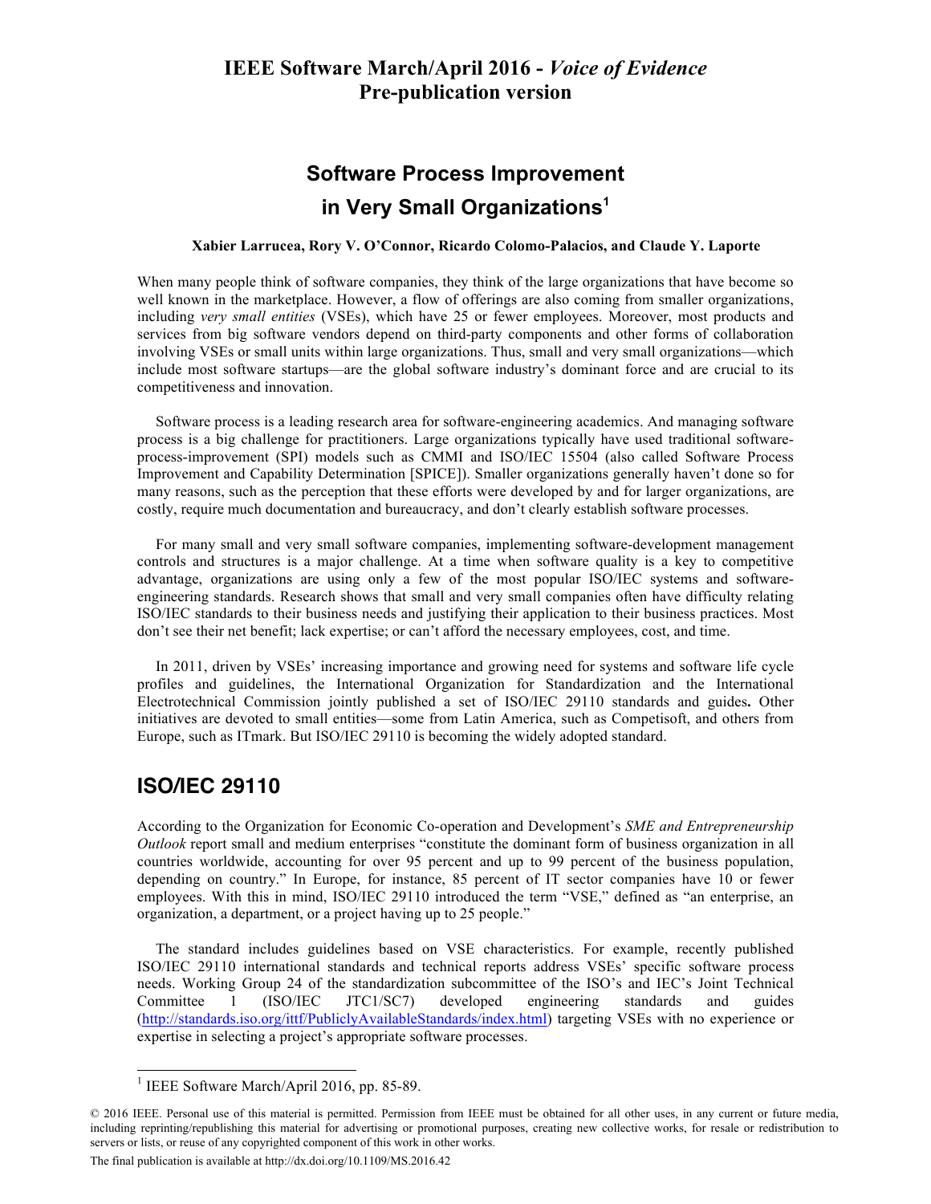**IEEE Software March/April 2016 - *Voice of Evidence***
**Pre-publication version**

# Software Process Improvement in Very Small Organizations[1]

**Xabier Larrucea, Rory V. O'Connor, Ricardo Colomo-Palacios, and Claude Y. Laporte**

When many people think of software companies, they think of the large organizations that have become so well known in the marketplace. However, a flow of offerings are also coming from smaller organizations, including *very small entities* (VSEs), which have 25 or fewer employees. Moreover, most products and services from big software vendors depend on third-party components and other forms of collaboration involving VSEs or small units within large organizations. Thus, small and very small organizations—which include most software startups—are the global software industry's dominant force and are crucial to its competitiveness and innovation.

Software process is a leading research area for software-engineering academics. And managing software process is a big challenge for practitioners. Large organizations typically have used traditional software-process-improvement (SPI) models such as CMMI and ISO/IEC 15504 (also called Software Process Improvement and Capability Determination [SPICE]). Smaller organizations generally haven't done so for many reasons, such as the perception that these efforts were developed by and for larger organizations, are costly, require much documentation and bureaucracy, and don't clearly establish software processes.

For many small and very small software companies, implementing software-development management controls and structures is a major challenge. At a time when software quality is a key to competitive advantage, organizations are using only a few of the most popular ISO/IEC systems and software-engineering standards. Research shows that small and very small companies often have difficulty relating ISO/IEC standards to their business needs and justifying their application to their business practices. Most don't see their net benefit; lack expertise; or can't afford the necessary employees, cost, and time.

In 2011, driven by VSEs' increasing importance and growing need for systems and software life cycle profiles and guidelines, the International Organization for Standardization and the International Electrotechnical Commission jointly published a set of ISO/IEC 29110 standards and guides**.** Other initiatives are devoted to small entities—some from Latin America, such as Competisoft, and others from Europe, such as ITmark. But ISO/IEC 29110 is becoming the widely adopted standard.

## ISO/IEC 29110

According to the Organization for Economic Co-operation and Development's *SME and Entrepreneurship Outlook* report small and medium enterprises "constitute the dominant form of business organization in all countries worldwide, accounting for over 95 percent and up to 99 percent of the business population, depending on country." In Europe, for instance, 85 percent of IT sector companies have 10 or fewer employees. With this in mind, ISO/IEC 29110 introduced the term "VSE," defined as "an enterprise, an organization, a department, or a project having up to 25 people."

The standard includes guidelines based on VSE characteristics. For example, recently published ISO/IEC 29110 international standards and technical reports address VSEs' specific software process needs. Working Group 24 of the standardization subcommittee of the ISO's and IEC's Joint Technical Committee 1 (ISO/IEC JTC1/SC7) developed engineering standards and guides (http://standards.iso.org/ittf/PubliclyAvailableStandards/index.html) targeting VSEs with no experience or expertise in selecting a project's appropriate software processes.

[1] IEEE Software March/April 2016, pp. 85-89.

© 2016 IEEE. Personal use of this material is permitted. Permission from IEEE must be obtained for all other uses, in any current or future media, including reprinting/republishing this material for advertising or promotional purposes, creating new collective works, for resale or redistribution to servers or lists, or reuse of any copyrighted component of this work in other works.

The final publication is available at http://dx.doi.org/10.1109/MS.2016.42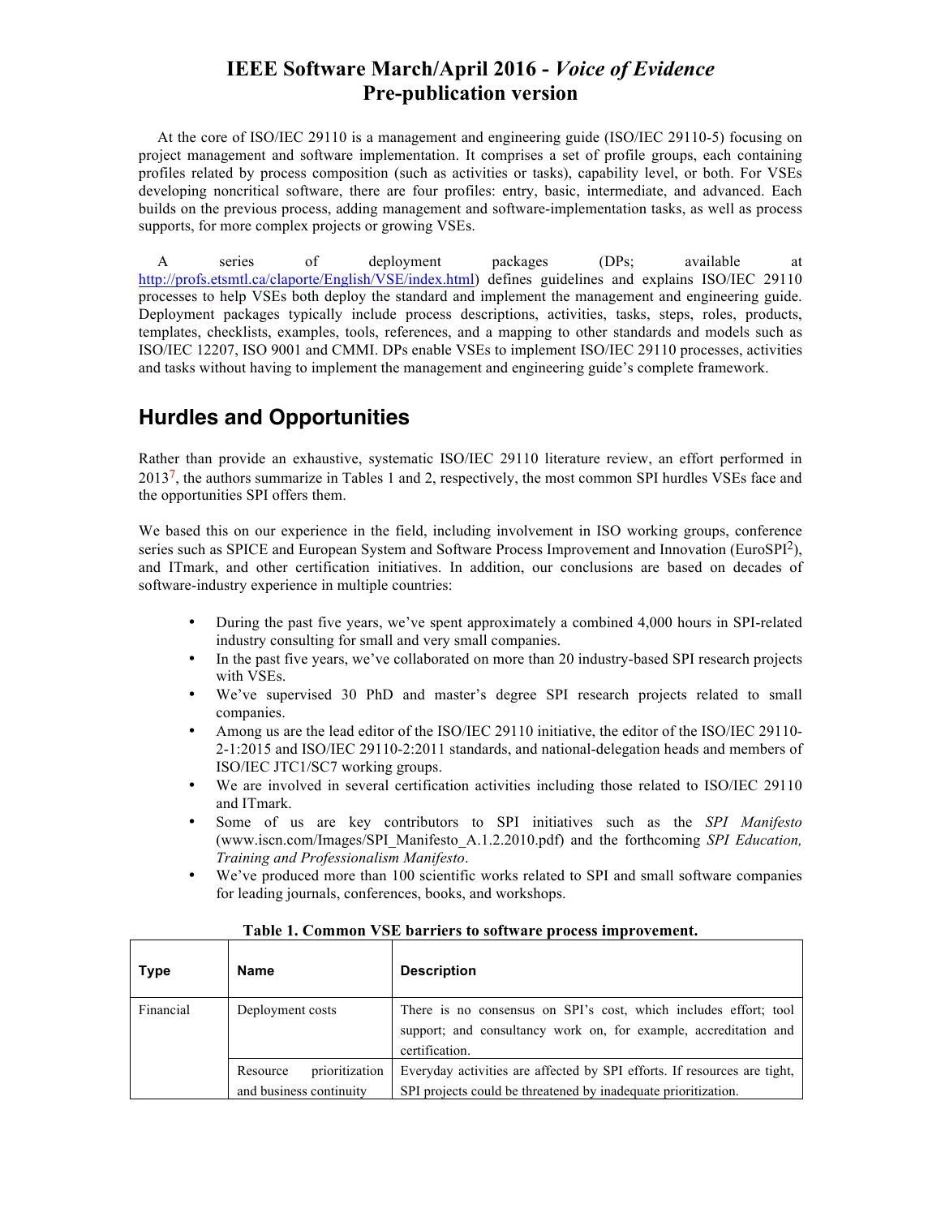At the core of ISO/IEC 29110 is a management and engineering guide (ISO/IEC 29110-5) focusing on project management and software implementation. It comprises a set of profile groups, each containing profiles related by process composition (such as activities or tasks), capability level, or both. For VSEs developing noncritical software, there are four profiles: entry, basic, intermediate, and advanced. Each builds on the previous process, adding management and software-implementation tasks, as well as process supports, for more complex projects or growing VSEs.

A series of deployment packages (DPs; available at http://profs.etsmtl.ca/claporte/English/VSE/index.html) defines guidelines and explains ISO/IEC 29110 processes to help VSEs both deploy the standard and implement the management and engineering guide. Deployment packages typically include process descriptions, activities, tasks, steps, roles, products, templates, checklists, examples, tools, references, and a mapping to other standards and models such as ISO/IEC 12207, ISO 9001 and CMMI. DPs enable VSEs to implement ISO/IEC 29110 processes, activities and tasks without having to implement the management and engineering guide's complete framework.

## Hurdles and Opportunities

Rather than provide an exhaustive, systematic ISO/IEC 29110 literature review, an effort performed in 2013[7], the authors summarize in Tables 1 and 2, respectively, the most common SPI hurdles VSEs face and the opportunities SPI offers them.

We based this on our experience in the field, including involvement in ISO working groups, conference series such as SPICE and European System and Software Process Improvement and Innovation (EuroSPI[2]), and ITmark, and other certification initiatives. In addition, our conclusions are based on decades of software-industry experience in multiple countries:

- During the past five years, we've spent approximately a combined 4,000 hours in SPI-related industry consulting for small and very small companies.
- In the past five years, we've collaborated on more than 20 industry-based SPI research projects with VSEs.
- We've supervised 30 PhD and master's degree SPI research projects related to small companies.
- Among us are the lead editor of the ISO/IEC 29110 initiative, the editor of the ISO/IEC 29110-2-1:2015 and ISO/IEC 29110-2:2011 standards, and national-delegation heads and members of ISO/IEC JTC1/SC7 working groups.
- We are involved in several certification activities including those related to ISO/IEC 29110 and ITmark.
- Some of us are key contributors to SPI initiatives such as the *SPI Manifesto* (www.iscn.com/Images/SPI_Manifesto_A.1.2.2010.pdf) and the forthcoming *SPI Education, Training and Professionalism Manifesto*.
- We've produced more than 100 scientific works related to SPI and small software companies for leading journals, conferences, books, and workshops.

**Table 1. Common VSE barriers to software process improvement.**

| Type | Name | Description |
|---|---|---|
| Financial | Deployment costs | There is no consensus on SPI's cost, which includes effort; tool support; and consultancy work on, for example, accreditation and certification. |
| | Resource prioritization and business continuity | Everyday activities are affected by SPI efforts. If resources are tight, SPI projects could be threatened by inadequate prioritization. |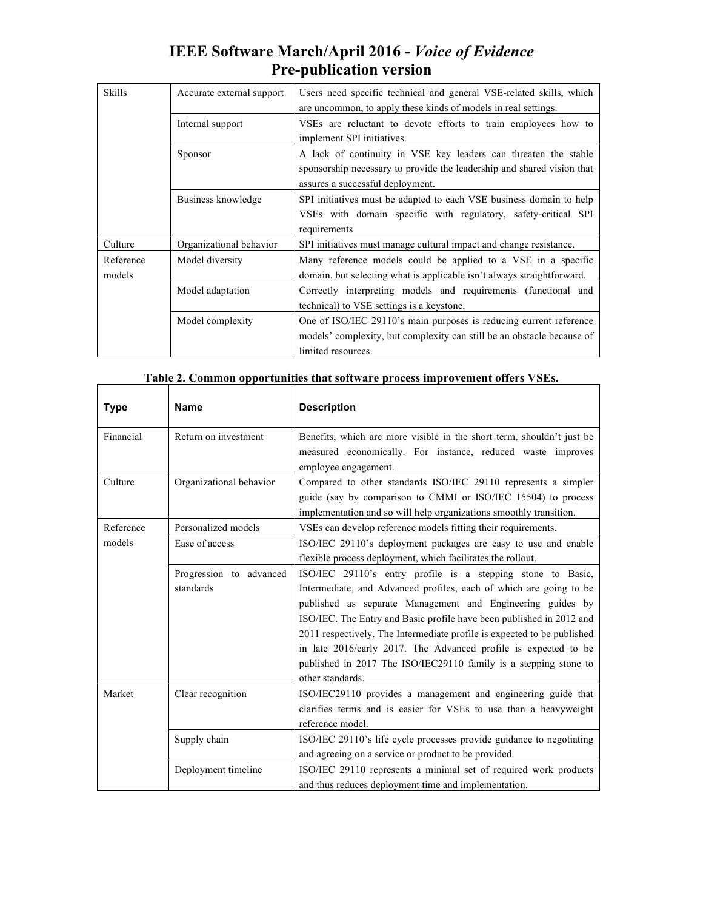| Skills | Accurate external support | Users need specific technical and general VSE-related skills, which are uncommon, to apply these kinds of models in real settings. |
|---|---|---|
| | Internal support | VSEs are reluctant to devote efforts to train employees how to implement SPI initiatives. |
| | Sponsor | A lack of continuity in VSE key leaders can threaten the stable sponsorship necessary to provide the leadership and shared vision that assures a successful deployment. |
| | Business knowledge | SPI initiatives must be adapted to each VSE business domain to help VSEs with domain specific with regulatory, safety-critical SPI requirements |
| Culture | Organizational behavior | SPI initiatives must manage cultural impact and change resistance. |
| Reference models | Model diversity | Many reference models could be applied to a VSE in a specific domain, but selecting what is applicable isn't always straightforward. |
| | Model adaptation | Correctly interpreting models and requirements (functional and technical) to VSE settings is a keystone. |
| | Model complexity | One of ISO/IEC 29110's main purposes is reducing current reference models' complexity, but complexity can still be an obstacle because of limited resources. |

**Table 2. Common opportunities that software process improvement offers VSEs.**

| Type | Name | Description |
|---|---|---|
| Financial | Return on investment | Benefits, which are more visible in the short term, shouldn't just be measured economically. For instance, reduced waste improves employee engagement. |
| Culture | Organizational behavior | Compared to other standards ISO/IEC 29110 represents a simpler guide (say by comparison to CMMI or ISO/IEC 15504) to process implementation and so will help organizations smoothly transition. |
| Reference models | Personalized models | VSEs can develop reference models fitting their requirements. |
| | Ease of access | ISO/IEC 29110's deployment packages are easy to use and enable flexible process deployment, which facilitates the rollout. |
| | Progression to advanced standards | ISO/IEC 29110's entry profile is a stepping stone to Basic, Intermediate, and Advanced profiles, each of which are going to be published as separate Management and Engineering guides by ISO/IEC. The Entry and Basic profile have been published in 2012 and 2011 respectively. The Intermediate profile is expected to be published in late 2016/early 2017. The Advanced profile is expected to be published in 2017 The ISO/IEC29110 family is a stepping stone to other standards. |
| Market | Clear recognition | ISO/IEC29110 provides a management and engineering guide that clarifies terms and is easier for VSEs to use than a heavyweight reference model. |
| | Supply chain | ISO/IEC 29110's life cycle processes provide guidance to negotiating and agreeing on a service or product to be provided. |
| | Deployment timeline | ISO/IEC 29110 represents a minimal set of required work products and thus reduces deployment time and implementation. |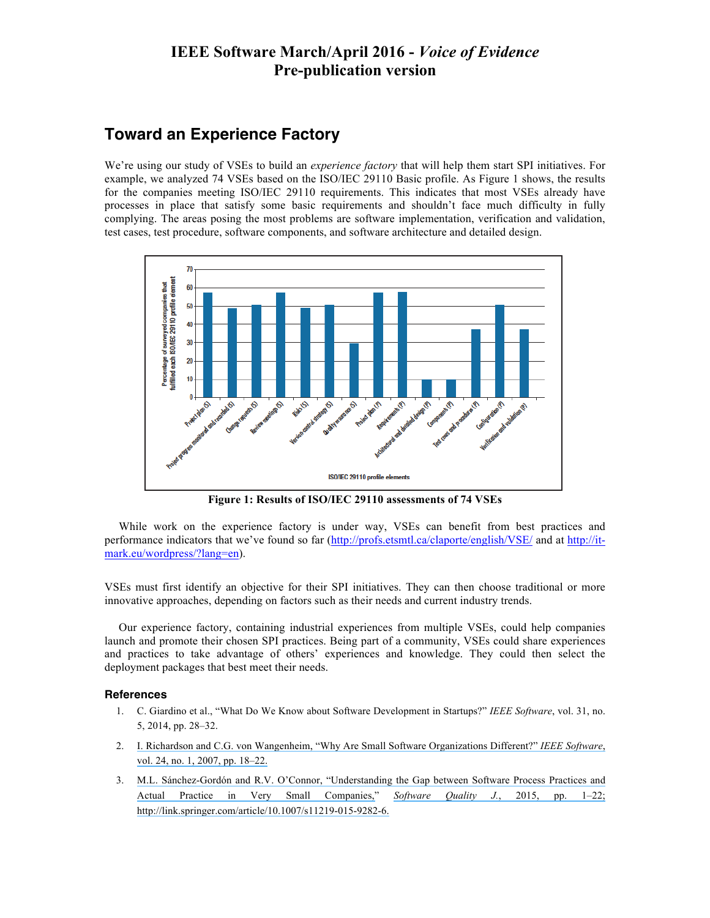## Toward an Experience Factory

We're using our study of VSEs to build an *experience factory* that will help them start SPI initiatives. For example, we analyzed 74 VSEs based on the ISO/IEC 29110 Basic profile. As Figure 1 shows, the results for the companies meeting ISO/IEC 29110 requirements. This indicates that most VSEs already have processes in place that satisfy some basic requirements and shouldn't face much difficulty in fully complying. The areas posing the most problems are software implementation, verification and validation, test cases, test procedure, software components, and software architecture and detailed design.

**Figure 1: Results of ISO/IEC 29110 assessments of 74 VSEs**

While work on the experience factory is under way, VSEs can benefit from best practices and performance indicators that we've found so far (http://profs.etsmtl.ca/claporte/english/VSE/ and at http://it-mark.eu/wordpress/?lang=en).

VSEs must first identify an objective for their SPI initiatives. They can then choose traditional or more innovative approaches, depending on factors such as their needs and current industry trends.

Our experience factory, containing industrial experiences from multiple VSEs, could help companies launch and promote their chosen SPI practices. Being part of a community, VSEs could share experiences and practices to take advantage of others' experiences and knowledge. They could then select the deployment packages that best meet their needs.

### References

1. C. Giardino et al., "What Do We Know about Software Development in Startups?" *IEEE Software*, vol. 31, no. 5, 2014, pp. 28–32.
2. I. Richardson and C.G. von Wangenheim, "Why Are Small Software Organizations Different?" *IEEE Software*, vol. 24, no. 1, 2007, pp. 18–22.
3. M.L. Sánchez-Gordón and R.V. O'Connor, "Understanding the Gap between Software Process Practices and Actual Practice in Very Small Companies," *Software Quality J.*, 2015, pp. 1–22; http://link.springer.com/article/10.1007/s11219-015-9282-6.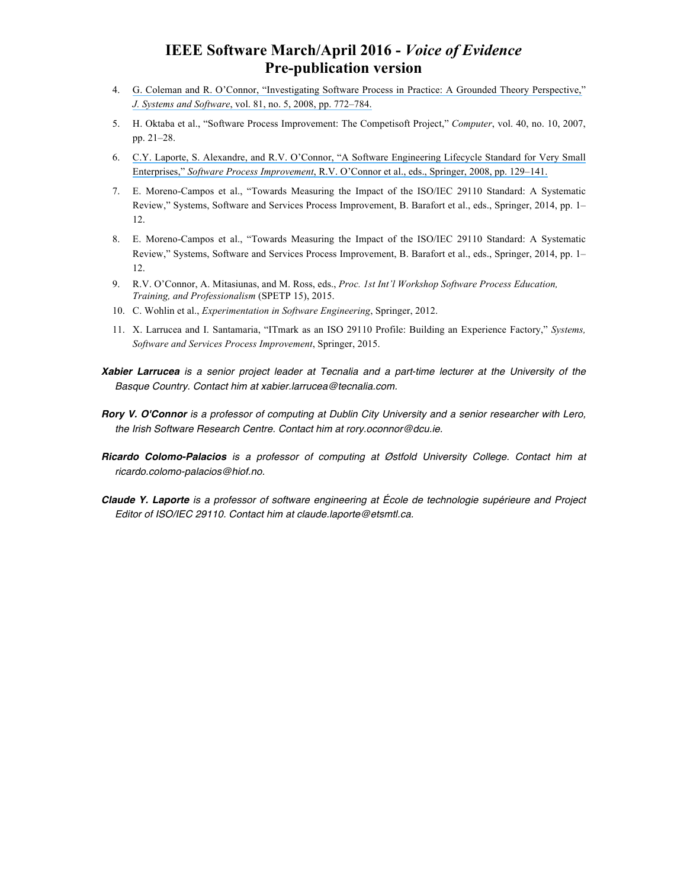4. G. Coleman and R. O'Connor, "Investigating Software Process in Practice: A Grounded Theory Perspective," *J. Systems and Software*, vol. 81, no. 5, 2008, pp. 772–784.
5. H. Oktaba et al., "Software Process Improvement: The Competisoft Project," *Computer*, vol. 40, no. 10, 2007, pp. 21–28.
6. C.Y. Laporte, S. Alexandre, and R.V. O'Connor, "A Software Engineering Lifecycle Standard for Very Small Enterprises," *Software Process Improvement*, R.V. O'Connor et al., eds., Springer, 2008, pp. 129–141.
7. E. Moreno-Campos et al., "Towards Measuring the Impact of the ISO/IEC 29110 Standard: A Systematic Review," Systems, Software and Services Process Improvement, B. Barafort et al., eds., Springer, 2014, pp. 1–12.
8. E. Moreno-Campos et al., "Towards Measuring the Impact of the ISO/IEC 29110 Standard: A Systematic Review," Systems, Software and Services Process Improvement, B. Barafort et al., eds., Springer, 2014, pp. 1–12.
9. R.V. O'Connor, A. Mitasiunas, and M. Ross, eds., *Proc. 1st Int'l Workshop Software Process Education, Training, and Professionalism* (SPETP 15), 2015.
10. C. Wohlin et al., *Experimentation in Software Engineering*, Springer, 2012.
11. X. Larrucea and I. Santamaria, "ITmark as an ISO 29110 Profile: Building an Experience Factory," *Systems, Software and Services Process Improvement*, Springer, 2015.

***Xabier Larrucea*** *is a senior project leader at Tecnalia and a part-time lecturer at the University of the Basque Country. Contact him at xabier.larrucea@tecnalia.com.*

***Rory V. O'Connor*** *is a professor of computing at Dublin City University and a senior researcher with Lero, the Irish Software Research Centre. Contact him at rory.oconnor@dcu.ie.*

***Ricardo Colomo-Palacios*** *is a professor of computing at Østfold University College. Contact him at ricardo.colomo-palacios@hiof.no.*

***Claude Y. Laporte*** *is a professor of software engineering at École de technologie supérieure and Project Editor of ISO/IEC 29110. Contact him at claude.laporte@etsmtl.ca.*